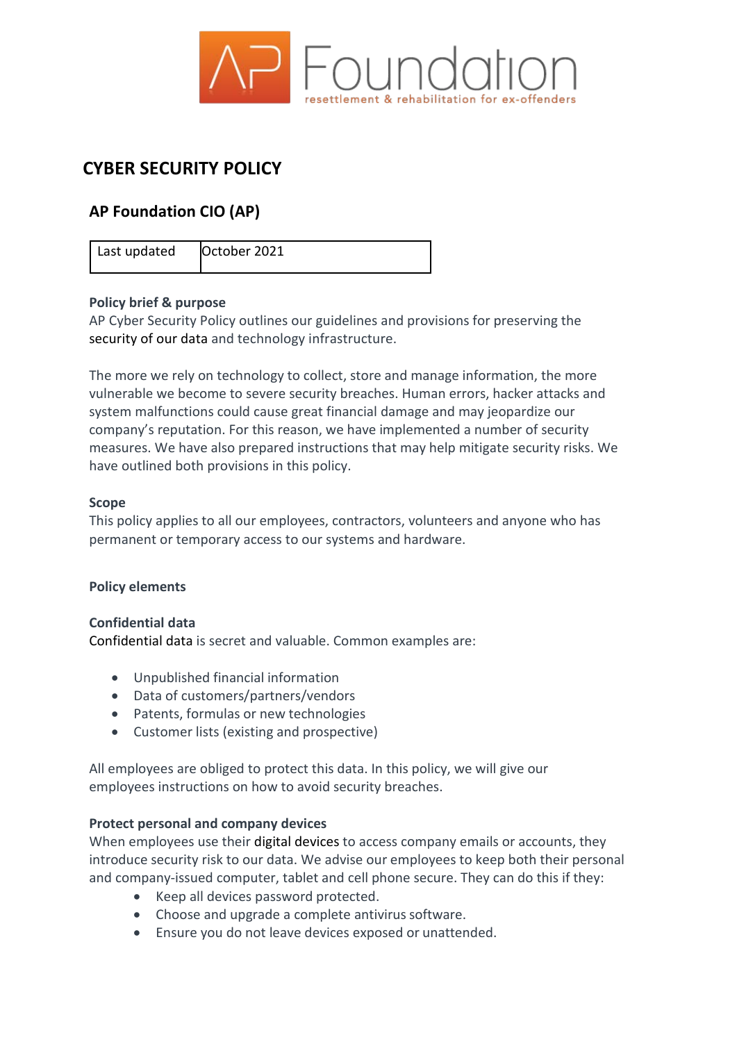# CYBER SECURITY POLICY

## AP Foundation CIO (AP)

| Last updated | October 2021 |
|---|---|

**Policy brief & purpose**
AP Cyber Security Policy outlines our guidelines and provisions for preserving the security of our data and technology infrastructure.

The more we rely on technology to collect, store and manage information, the more vulnerable we become to severe security breaches. Human errors, hacker attacks and system malfunctions could cause great financial damage and may jeopardize our company's reputation. For this reason, we have implemented a number of security measures. We have also prepared instructions that may help mitigate security risks. We have outlined both provisions in this policy.

**Scope**
This policy applies to all our employees, contractors, volunteers and anyone who has permanent or temporary access to our systems and hardware.

**Policy elements**

**Confidential data**
Confidential data is secret and valuable. Common examples are:

- Unpublished financial information
- Data of customers/partners/vendors
- Patents, formulas or new technologies
- Customer lists (existing and prospective)

All employees are obliged to protect this data. In this policy, we will give our employees instructions on how to avoid security breaches.

**Protect personal and company devices**
When employees use their digital devices to access company emails or accounts, they introduce security risk to our data. We advise our employees to keep both their personal and company-issued computer, tablet and cell phone secure. They can do this if they:

- Keep all devices password protected.
- Choose and upgrade a complete antivirus software.
- Ensure you do not leave devices exposed or unattended.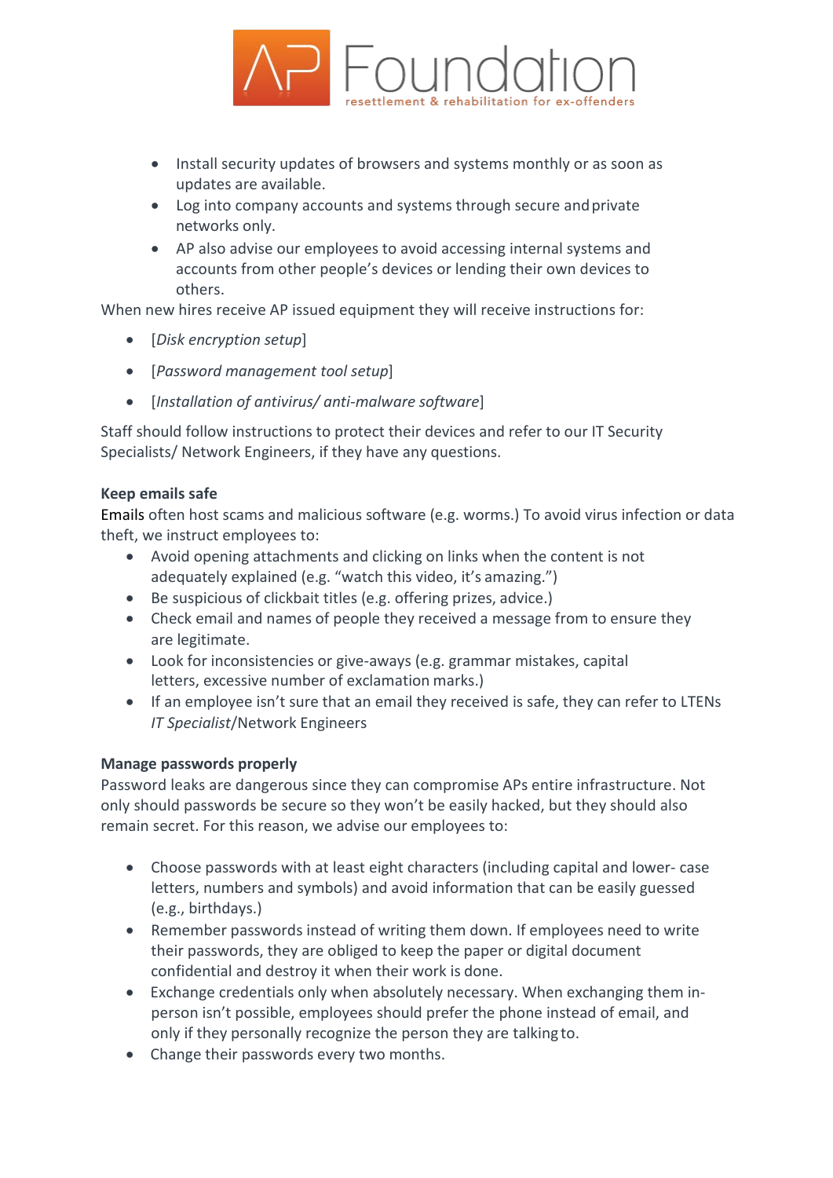- Install security updates of browsers and systems monthly or as soon as updates are available.
- Log into company accounts and systems through secure and private networks only.
- AP also advise our employees to avoid accessing internal systems and accounts from other people's devices or lending their own devices to others.

When new hires receive AP issued equipment they will receive instructions for:

- [*Disk encryption setup*]
- [*Password management tool setup*]
- [*Installation of antivirus/ anti-malware software*]

Staff should follow instructions to protect their devices and refer to our IT Security Specialists/ Network Engineers, if they have any questions.

**Keep emails safe**

Emails often host scams and malicious software (e.g. worms.) To avoid virus infection or data theft, we instruct employees to:

- Avoid opening attachments and clicking on links when the content is not adequately explained (e.g. "watch this video, it's amazing.")
- Be suspicious of clickbait titles (e.g. offering prizes, advice.)
- Check email and names of people they received a message from to ensure they are legitimate.
- Look for inconsistencies or give-aways (e.g. grammar mistakes, capital letters, excessive number of exclamation marks.)
- If an employee isn't sure that an email they received is safe, they can refer to LTENs *IT Specialist*/Network Engineers

**Manage passwords properly**

Password leaks are dangerous since they can compromise APs entire infrastructure. Not only should passwords be secure so they won't be easily hacked, but they should also remain secret. For this reason, we advise our employees to:

- Choose passwords with at least eight characters (including capital and lower- case letters, numbers and symbols) and avoid information that can be easily guessed (e.g., birthdays.)
- Remember passwords instead of writing them down. If employees need to write their passwords, they are obliged to keep the paper or digital document confidential and destroy it when their work is done.
- Exchange credentials only when absolutely necessary. When exchanging them in-person isn't possible, employees should prefer the phone instead of email, and only if they personally recognize the person they are talking to.
- Change their passwords every two months.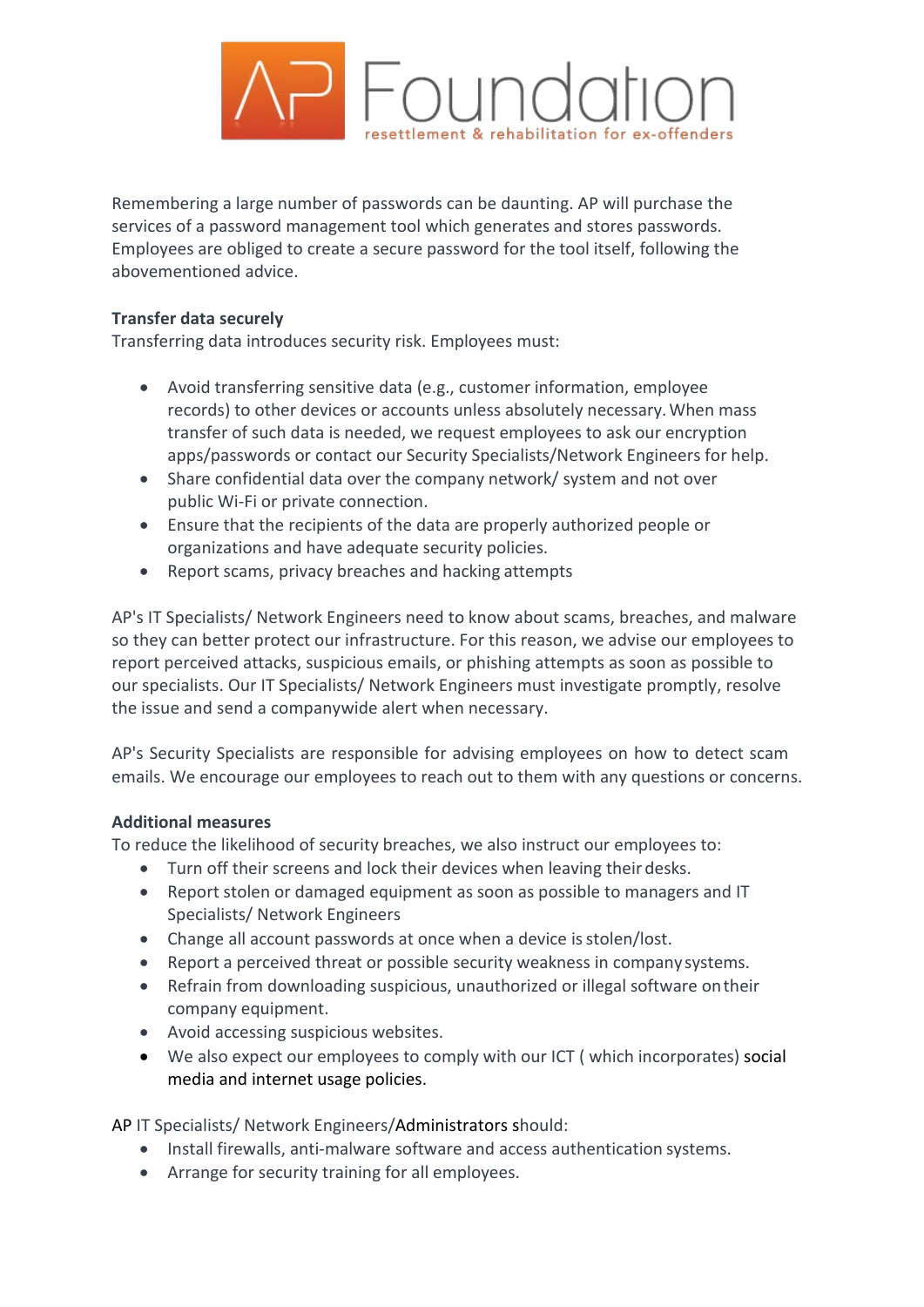Remembering a large number of passwords can be daunting. AP will purchase the services of a password management tool which generates and stores passwords. Employees are obliged to create a secure password for the tool itself, following the abovementioned advice.

**Transfer data securely**

Transferring data introduces security risk. Employees must:

- Avoid transferring sensitive data (e.g., customer information, employee records) to other devices or accounts unless absolutely necessary. When mass transfer of such data is needed, we request employees to ask our encryption apps/passwords or contact our Security Specialists/Network Engineers for help.
- Share confidential data over the company network/ system and not over public Wi-Fi or private connection.
- Ensure that the recipients of the data are properly authorized people or organizations and have adequate security policies.
- Report scams, privacy breaches and hacking attempts

AP's IT Specialists/ Network Engineers need to know about scams, breaches, and malware so they can better protect our infrastructure. For this reason, we advise our employees to report perceived attacks, suspicious emails, or phishing attempts as soon as possible to our specialists. Our IT Specialists/ Network Engineers must investigate promptly, resolve the issue and send a companywide alert when necessary.

AP's Security Specialists are responsible for advising employees on how to detect scam emails. We encourage our employees to reach out to them with any questions or concerns.

**Additional measures**

To reduce the likelihood of security breaches, we also instruct our employees to:

- Turn off their screens and lock their devices when leaving their desks.
- Report stolen or damaged equipment as soon as possible to managers and IT Specialists/ Network Engineers
- Change all account passwords at once when a device is stolen/lost.
- Report a perceived threat or possible security weakness in company systems.
- Refrain from downloading suspicious, unauthorized or illegal software on their company equipment.
- Avoid accessing suspicious websites.
- We also expect our employees to comply with our ICT ( which incorporates) social media and internet usage policies.

AP IT Specialists/ Network Engineers/Administrators should:

- Install firewalls, anti-malware software and access authentication systems.
- Arrange for security training for all employees.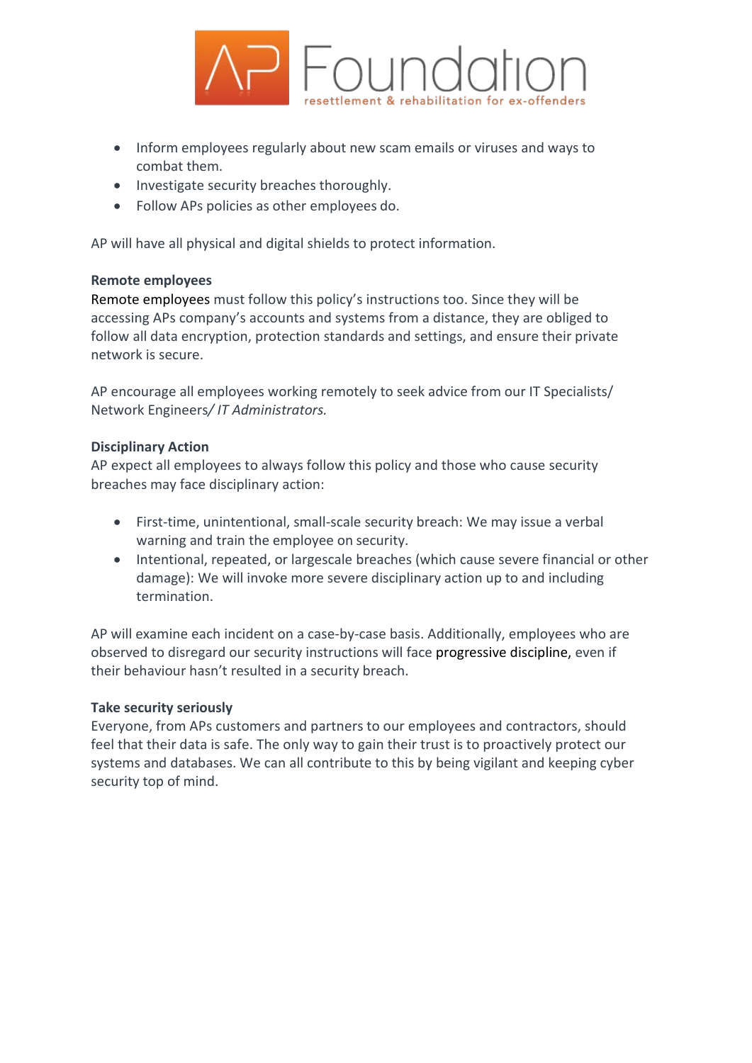- Inform employees regularly about new scam emails or viruses and ways to combat them.
- Investigate security breaches thoroughly.
- Follow APs policies as other employees do.

AP will have all physical and digital shields to protect information.

**Remote employees**

Remote employees must follow this policy's instructions too. Since they will be accessing APs company's accounts and systems from a distance, they are obliged to follow all data encryption, protection standards and settings, and ensure their private network is secure.

AP encourage all employees working remotely to seek advice from our IT Specialists/ Network Engineers/ *IT Administrators.*

**Disciplinary Action**

AP expect all employees to always follow this policy and those who cause security breaches may face disciplinary action:

- First-time, unintentional, small-scale security breach: We may issue a verbal warning and train the employee on security.
- Intentional, repeated, or largescale breaches (which cause severe financial or other damage): We will invoke more severe disciplinary action up to and including termination.

AP will examine each incident on a case-by-case basis. Additionally, employees who are observed to disregard our security instructions will face progressive discipline, even if their behaviour hasn't resulted in a security breach.

**Take security seriously**

Everyone, from APs customers and partners to our employees and contractors, should feel that their data is safe. The only way to gain their trust is to proactively protect our systems and databases. We can all contribute to this by being vigilant and keeping cyber security top of mind.